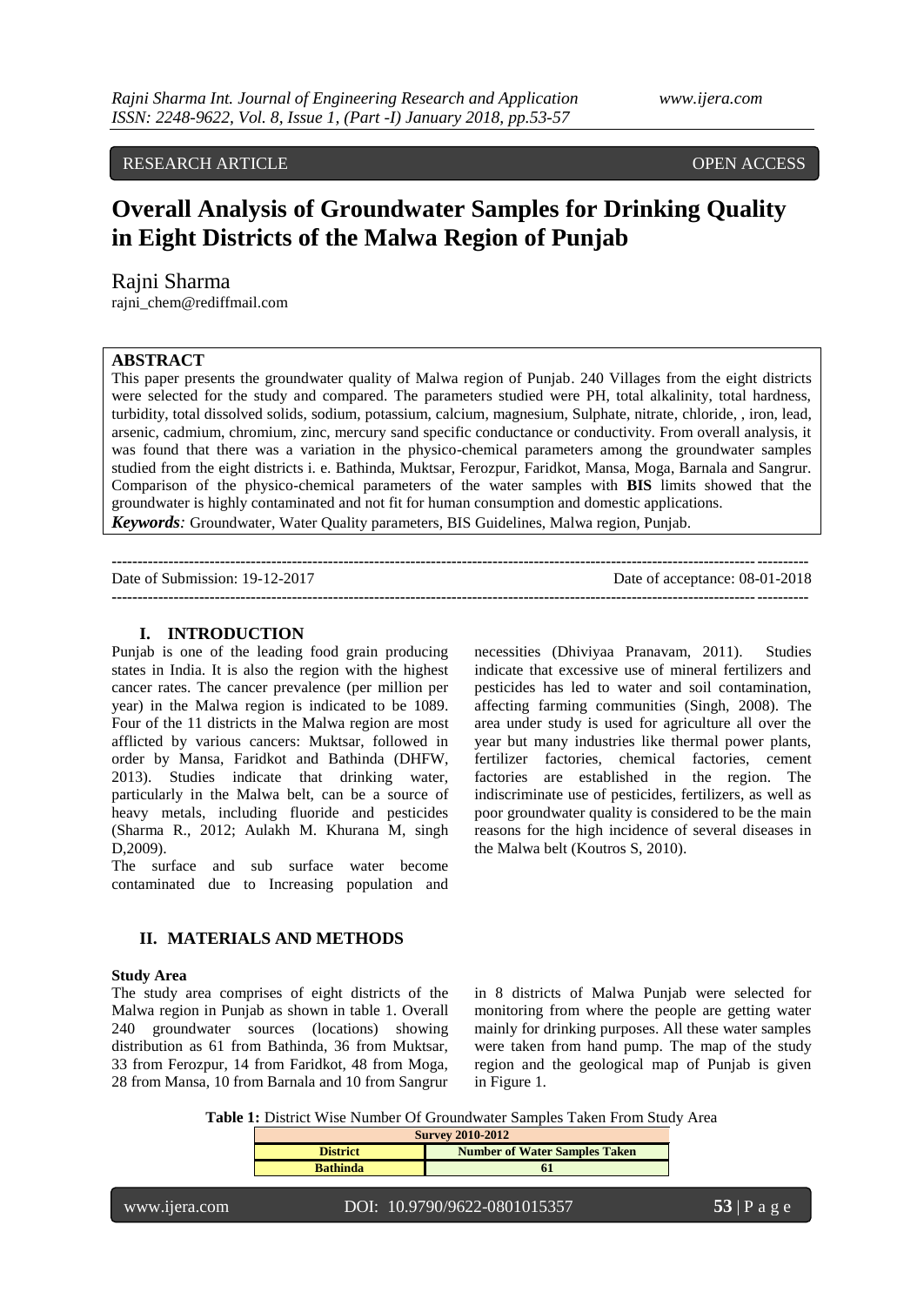RESEARCH ARTICLE OPEN ACCESS

# Overall Analysis of Groundwater Samples for Drinking Quality in Eight Districts of the Malwa Region of Punjab

Rajni Sharma
rajni_chem@rediffmail.com

## ABSTRACT

This paper presents the groundwater quality of Malwa region of Punjab. 240 Villages from the eight districts were selected for the study and compared. The parameters studied were PH, total alkalinity, total hardness, turbidity, total dissolved solids, sodium, potassium, calcium, magnesium, Sulphate, nitrate, chloride, , iron, lead, arsenic, cadmium, chromium, zinc, mercury sand specific conductance or conductivity. From overall analysis, it was found that there was a variation in the physico-chemical parameters among the groundwater samples studied from the eight districts i. e. Bathinda, Muktsar, Ferozpur, Faridkot, Mansa, Moga, Barnala and Sangrur. Comparison of the physico-chemical parameters of the water samples with **BIS** limits showed that the groundwater is highly contaminated and not fit for human consumption and domestic applications.

***Keywords:*** Groundwater, Water Quality parameters, BIS Guidelines, Malwa region, Punjab.

---

Date of Submission: 19-12-2017 Date of acceptance: 08-01-2018

---

## I. INTRODUCTION

Punjab is one of the leading food grain producing states in India. It is also the region with the highest cancer rates. The cancer prevalence (per million per year) in the Malwa region is indicated to be 1089. Four of the 11 districts in the Malwa region are most afflicted by various cancers: Muktsar, followed in order by Mansa, Faridkot and Bathinda (DHFW, 2013). Studies indicate that drinking water, particularly in the Malwa belt, can be a source of heavy metals, including fluoride and pesticides (Sharma R., 2012; Aulakh M. Khurana M, singh D,2009).

The surface and sub surface water become contaminated due to Increasing population and necessities (Dhiviyaa Pranavam, 2011). Studies indicate that excessive use of mineral fertilizers and pesticides has led to water and soil contamination, affecting farming communities (Singh, 2008). The area under study is used for agriculture all over the year but many industries like thermal power plants, fertilizer factories, chemical factories, cement factories are established in the region. The indiscriminate use of pesticides, fertilizers, as well as poor groundwater quality is considered to be the main reasons for the high incidence of several diseases in the Malwa belt (Koutros S, 2010).

## II. MATERIALS AND METHODS

### Study Area

The study area comprises of eight districts of the Malwa region in Punjab as shown in table 1. Overall 240 groundwater sources (locations) showing distribution as 61 from Bathinda, 36 from Muktsar, 33 from Ferozpur, 14 from Faridkot, 48 from Moga, 28 from Mansa, 10 from Barnala and 10 from Sangrur in 8 districts of Malwa Punjab were selected for monitoring from where the people are getting water mainly for drinking purposes. All these water samples were taken from hand pump. The map of the study region and the geological map of Punjab is given in Figure 1.

**Table 1:** District Wise Number Of Groundwater Samples Taken From Study Area

| Survey 2010-2012 | |
|---|---|
| **District** | **Number of Water Samples Taken** |
| **Bathinda** | **61** |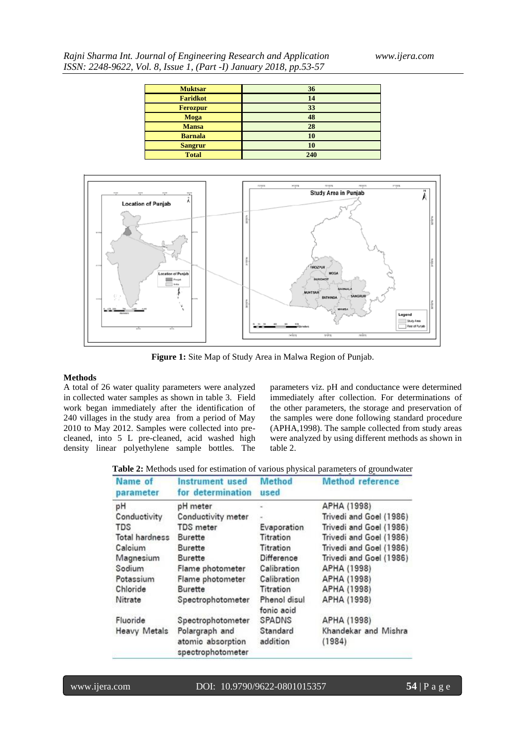| Muktsar | 36 |
|---|---|
| Faridkot | 14 |
| Ferozpur | 33 |
| Moga | 48 |
| Mansa | 28 |
| Barnala | 10 |
| Sangrur | 10 |
| Total | 240 |

**Figure 1:** Site Map of Study Area in Malwa Region of Punjab.

**Methods**

A total of 26 water quality parameters were analyzed in collected water samples as shown in table 3. Field work began immediately after the identification of 240 villages in the study area from a period of May 2010 to May 2012. Samples were collected into pre-cleaned, into 5 L pre-cleaned, acid washed high density linear polyethylene sample bottles. The parameters viz. pH and conductance were determined immediately after collection. For determinations of the other parameters, the storage and preservation of the samples were done following standard procedure (APHA,1998). The sample collected from study areas were analyzed by using different methods as shown in table 2.

**Table 2:** Methods used for estimation of various physical parameters of groundwater

| Name of parameter | Instrument used for determination | Method used | Method reference |
|---|---|---|---|
| pH | pH meter | - | APHA (1998) |
| Conductivity | Conductivity meter | - | Trivedi and Goel (1986) |
| TDS | TDS meter | Evaporation | Trivedi and Goel (1986) |
| Total hardness | Burette | Titration | Trivedi and Goel (1986) |
| Calcium | Burette | Titration | Trivedi and Goel (1986) |
| Magnesium | Burette | Difference | Trivedi and Goel (1986) |
| Sodium | Flame photometer | Calibration | APHA (1998) |
| Potassium | Flame photometer | Calibration | APHA (1998) |
| Chloride | Burette | Titration | APHA (1998) |
| Nitrate | Spectrophotometer | Phenol disul fonic acid | APHA (1998) |
| Fluoride | Spectrophotometer | SPADNS | APHA (1998) |
| Heavy Metals | Polargraph and atomic absorption spectrophotometer | Standard addition | Khandekar and Mishra (1984) |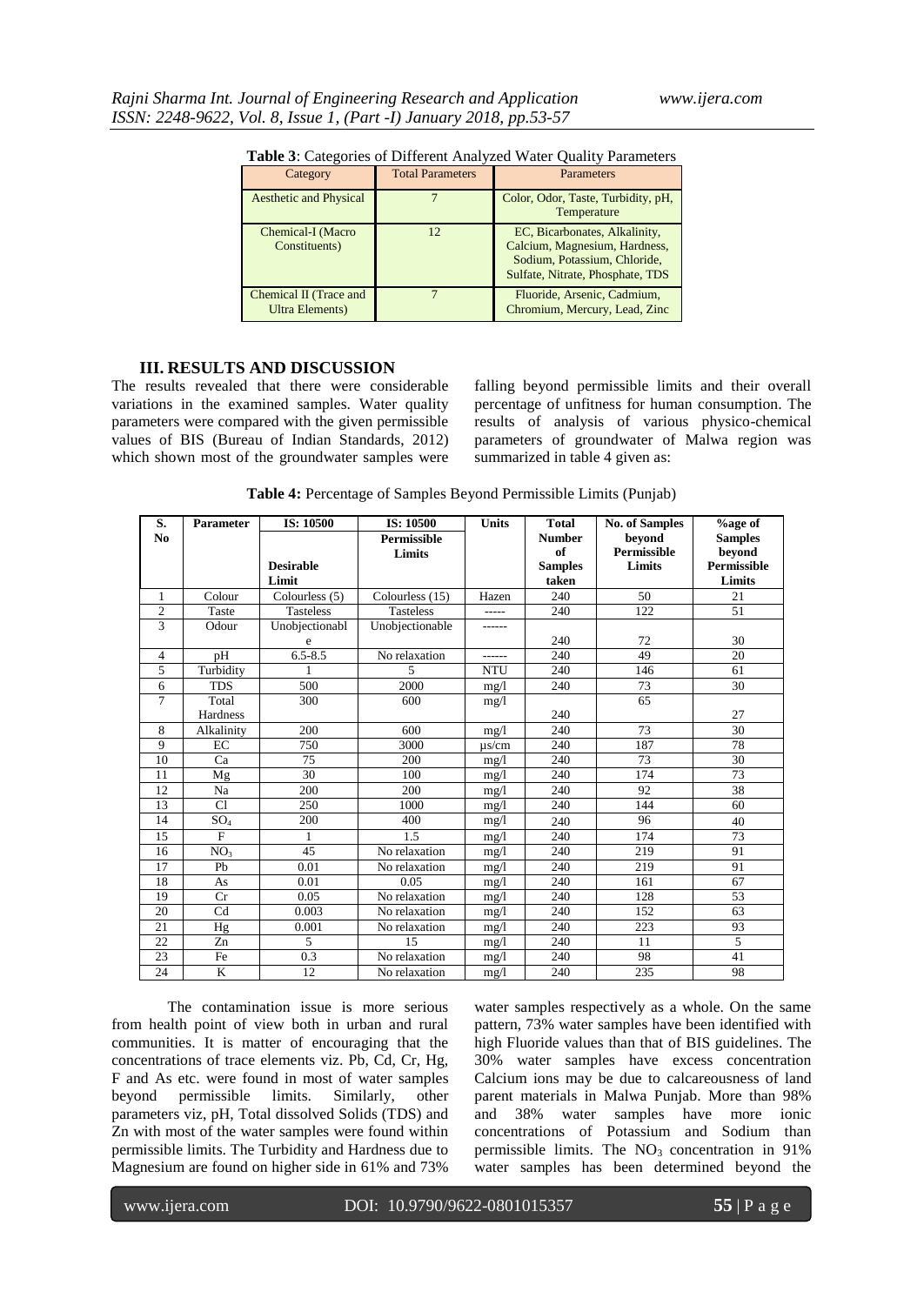**Table 3**: Categories of Different Analyzed Water Quality Parameters

| Category | Total Parameters | Parameters |
|---|---|---|
| Aesthetic and Physical | 7 | Color, Odor, Taste, Turbidity, pH, Temperature |
| Chemical-I (Macro Constituents) | 12 | EC, Bicarbonates, Alkalinity, Calcium, Magnesium, Hardness, Sodium, Potassium, Chloride, Sulfate, Nitrate, Phosphate, TDS |
| Chemical II (Trace and Ultra Elements) | 7 | Fluoride, Arsenic, Cadmium, Chromium, Mercury, Lead, Zinc |

## III. RESULTS AND DISCUSSION

The results revealed that there were considerable variations in the examined samples. Water quality parameters were compared with the given permissible values of BIS (Bureau of Indian Standards, 2012) which shown most of the groundwater samples were falling beyond permissible limits and their overall percentage of unfitness for human consumption. The results of analysis of various physico-chemical parameters of groundwater of Malwa region was summarized in table 4 given as:

**Table 4:** Percentage of Samples Beyond Permissible Limits (Punjab)

| S. No | Parameter | IS: 10500 Desirable Limit | IS: 10500 Permissible Limits | Units | Total Number of Samples taken | No. of Samples beyond Permissible Limits | %age of Samples beyond Permissible Limits |
|---|---|---|---|---|---|---|---|
| 1 | Colour | Colourless (5) | Colourless (15) | Hazen | 240 | 50 | 21 |
| 2 | Taste | Tasteless | Tasteless | ----- | 240 | 122 | 51 |
| 3 | Odour | Unobjectionable | Unobjectionable | ------ | 240 | 72 | 30 |
| 4 | pH | 6.5-8.5 | No relaxation | ------ | 240 | 49 | 20 |
| 5 | Turbidity | 1 | 5 | NTU | 240 | 146 | 61 |
| 6 | TDS | 500 | 2000 | mg/l | 240 | 73 | 30 |
| 7 | Total Hardness | 300 | 600 | mg/l | 240 | 65 | 27 |
| 8 | Alkalinity | 200 | 600 | mg/l | 240 | 73 | 30 |
| 9 | EC | 750 | 3000 | μs/cm | 240 | 187 | 78 |
| 10 | Ca | 75 | 200 | mg/l | 240 | 73 | 30 |
| 11 | Mg | 30 | 100 | mg/l | 240 | 174 | 73 |
| 12 | Na | 200 | 200 | mg/l | 240 | 92 | 38 |
| 13 | Cl | 250 | 1000 | mg/l | 240 | 144 | 60 |
| 14 | $SO_4$ | 200 | 400 | mg/l | 240 | 96 | 40 |
| 15 | F | 1 | 1.5 | mg/l | 240 | 174 | 73 |
| 16 | $NO_3$ | 45 | No relaxation | mg/l | 240 | 219 | 91 |
| 17 | Pb | 0.01 | No relaxation | mg/l | 240 | 219 | 91 |
| 18 | As | 0.01 | 0.05 | mg/l | 240 | 161 | 67 |
| 19 | Cr | 0.05 | No relaxation | mg/l | 240 | 128 | 53 |
| 20 | Cd | 0.003 | No relaxation | mg/l | 240 | 152 | 63 |
| 21 | Hg | 0.001 | No relaxation | mg/l | 240 | 223 | 93 |
| 22 | Zn | 5 | 15 | mg/l | 240 | 11 | 5 |
| 23 | Fe | 0.3 | No relaxation | mg/l | 240 | 98 | 41 |
| 24 | K | 12 | No relaxation | mg/l | 240 | 235 | 98 |

The contamination issue is more serious from health point of view both in urban and rural communities. It is matter of encouraging that the concentrations of trace elements viz. Pb, Cd, Cr, Hg, F and As etc. were found in most of water samples beyond permissible limits. Similarly, other parameters viz, pH, Total dissolved Solids (TDS) and Zn with most of the water samples were found within permissible limits. The Turbidity and Hardness due to Magnesium are found on higher side in 61% and 73% water samples respectively as a whole. On the same pattern, 73% water samples have been identified with high Fluoride values than that of BIS guidelines. The 30% water samples have excess concentration Calcium ions may be due to calcareousness of land parent materials in Malwa Punjab. More than 98% and 38% water samples have more ionic concentrations of Potassium and Sodium than permissible limits. The $NO_3$ concentration in 91% water samples has been determined beyond the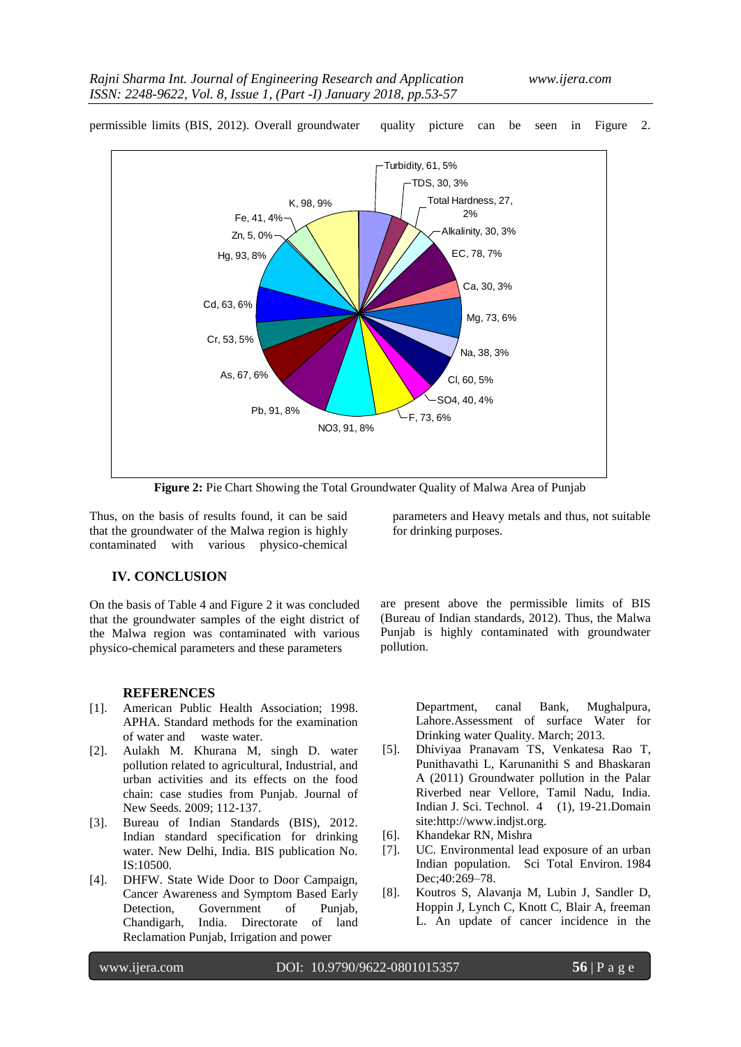permissible limits (BIS, 2012). Overall groundwater quality picture can be seen in Figure 2.

**Figure 2:** Pie Chart Showing the Total Groundwater Quality of Malwa Area of Punjab

Thus, on the basis of results found, it can be said that the groundwater of the Malwa region is highly contaminated with various physico-chemical parameters and Heavy metals and thus, not suitable for drinking purposes.

## IV. CONCLUSION

On the basis of Table 4 and Figure 2 it was concluded that the groundwater samples of the eight district of the Malwa region was contaminated with various physico-chemical parameters and these parameters are present above the permissible limits of BIS (Bureau of Indian standards, 2012). Thus, the Malwa Punjab is highly contaminated with groundwater pollution.

## REFERENCES

[1]. American Public Health Association; 1998. APHA. Standard methods for the examination of water and waste water.

[2]. Aulakh M. Khurana M, singh D. water pollution related to agricultural, Industrial, and urban activities and its effects on the food chain: case studies from Punjab. Journal of New Seeds. 2009; 112-137.

[3]. Bureau of Indian Standards (BIS), 2012. Indian standard specification for drinking water. New Delhi, India. BIS publication No. IS:10500.

[4]. DHFW. State Wide Door to Door Campaign, Cancer Awareness and Symptom Based Early Detection, Government of Punjab, Chandigarh, India. Directorate of land Reclamation Punjab, Irrigation and power Department, canal Bank, Mughalpura, Lahore.Assessment of surface Water for Drinking water Quality. March; 2013.

[5]. Dhiviyaa Pranavam TS, Venkatesa Rao T, Punithavathi L, Karunanithi S and Bhaskaran A (2011) Groundwater pollution in the Palar Riverbed near Vellore, Tamil Nadu, India. Indian J. Sci. Technol. 4 (1), 19-21.Domain site:http://www.indjst.org.

[6]. Khandekar RN, Mishra

[7]. UC. Environmental lead exposure of an urban Indian population. Sci Total Environ. 1984 Dec;40:269–78.

[8]. Koutros S, Alavanja M, Lubin J, Sandler D, Hoppin J, Lynch C, Knott C, Blair A, freeman L. An update of cancer incidence in the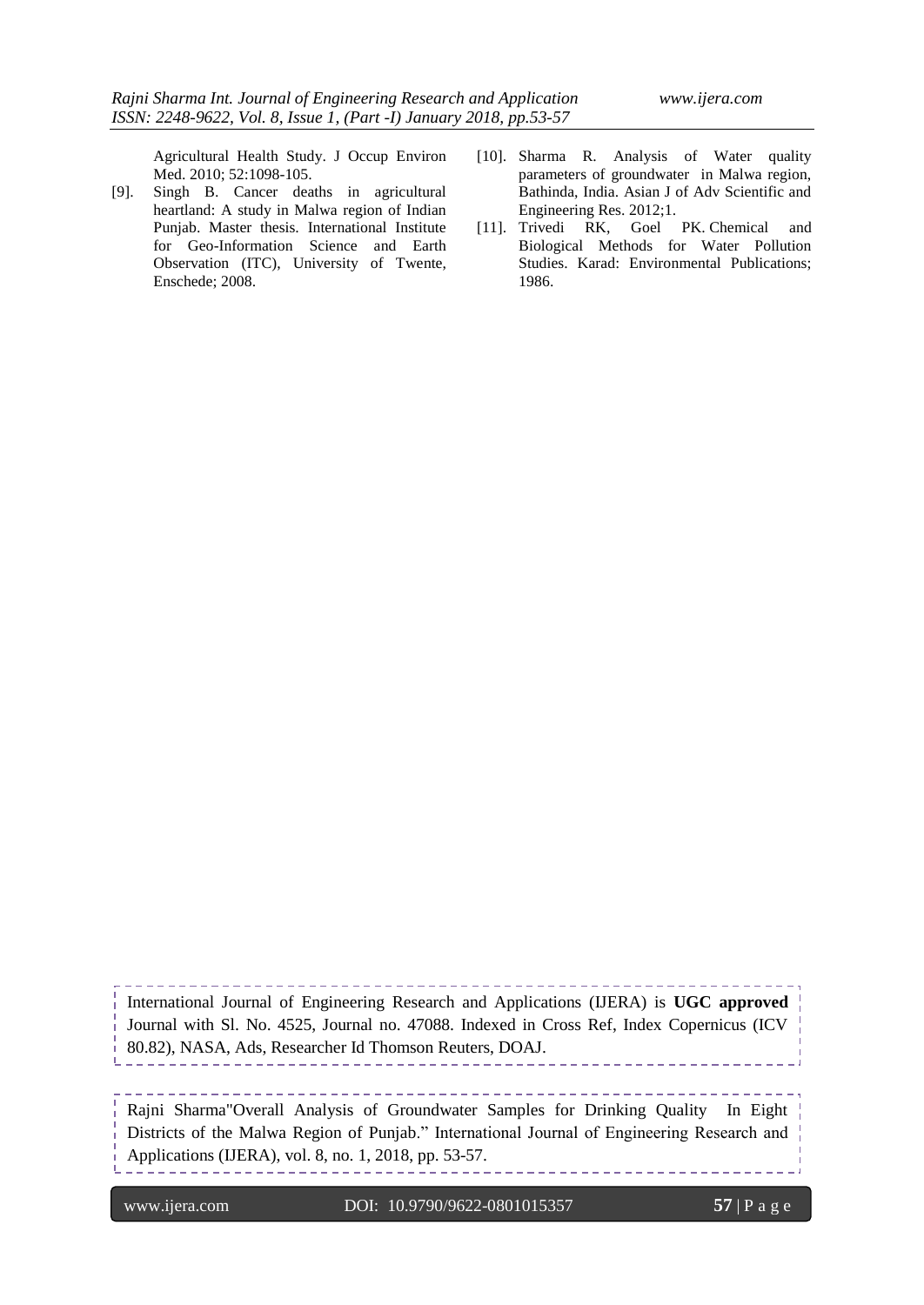Agricultural Health Study. J Occup Environ Med. 2010; 52:1098-105.

[9]. Singh B. Cancer deaths in agricultural heartland: A study in Malwa region of Indian Punjab. Master thesis. International Institute for Geo-Information Science and Earth Observation (ITC), University of Twente, Enschede; 2008.

[10]. Sharma R. Analysis of Water quality parameters of groundwater in Malwa region, Bathinda, India. Asian J of Adv Scientific and Engineering Res. 2012;1.

[11]. Trivedi RK, Goel PK. Chemical and Biological Methods for Water Pollution Studies. Karad: Environmental Publications; 1986.

International Journal of Engineering Research and Applications (IJERA) is **UGC approved** Journal with Sl. No. 4525, Journal no. 47088. Indexed in Cross Ref, Index Copernicus (ICV 80.82), NASA, Ads, Researcher Id Thomson Reuters, DOAJ.

Rajni Sharma"Overall Analysis of Groundwater Samples for Drinking Quality In Eight Districts of the Malwa Region of Punjab." International Journal of Engineering Research and Applications (IJERA), vol. 8, no. 1, 2018, pp. 53-57.